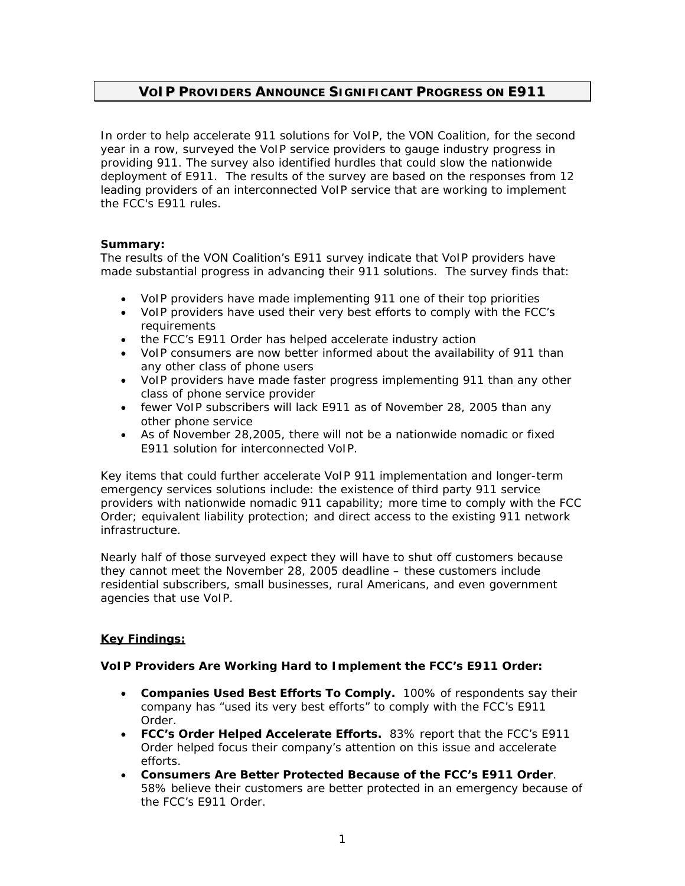# VoIP Providers Announce Significant Progress on E911

In order to help accelerate 911 solutions for VoIP, the VON Coalition, for the second year in a row, surveyed the VoIP service providers to gauge industry progress in providing 911. The survey also identified hurdles that could slow the nationwide deployment of E911. The results of the survey are based on the responses from 12 leading providers of an interconnected VoIP service that are working to implement the FCC's E911 rules.

**Summary:**
The results of the VON Coalition's E911 survey indicate that VoIP providers have made substantial progress in advancing their 911 solutions. The survey finds that:

- VoIP providers have made implementing 911 one of their top priorities
- VoIP providers have used their very best efforts to comply with the FCC's requirements
- the FCC's E911 Order has helped accelerate industry action
- VoIP consumers are now better informed about the availability of 911 than any other class of phone users
- VoIP providers have made faster progress implementing 911 than any other class of phone service provider
- fewer VoIP subscribers will lack E911 as of November 28, 2005 than any other phone service
- As of November 28,2005, there will not be a nationwide nomadic or fixed E911 solution for interconnected VoIP.

Key items that could further accelerate VoIP 911 implementation and longer-term emergency services solutions include: the existence of third party 911 service providers with nationwide nomadic 911 capability; more time to comply with the FCC Order; equivalent liability protection; and direct access to the existing 911 network infrastructure.

Nearly half of those surveyed expect they will have to shut off customers because they cannot meet the November 28, 2005 deadline – these customers include residential subscribers, small businesses, rural Americans, and even government agencies that use VoIP.

## Key Findings:

**VoIP Providers Are Working Hard to Implement the FCC's E911 Order:**

- **Companies Used Best Efforts To Comply.** 100% of respondents say their company has "used its very best efforts" to comply with the FCC's E911 Order.
- **FCC's Order Helped Accelerate Efforts.** 83% report that the FCC's E911 Order helped focus their company's attention on this issue and accelerate efforts.
- **Consumers Are Better Protected Because of the FCC's E911 Order**. 58% believe their customers are better protected in an emergency because of the FCC's E911 Order.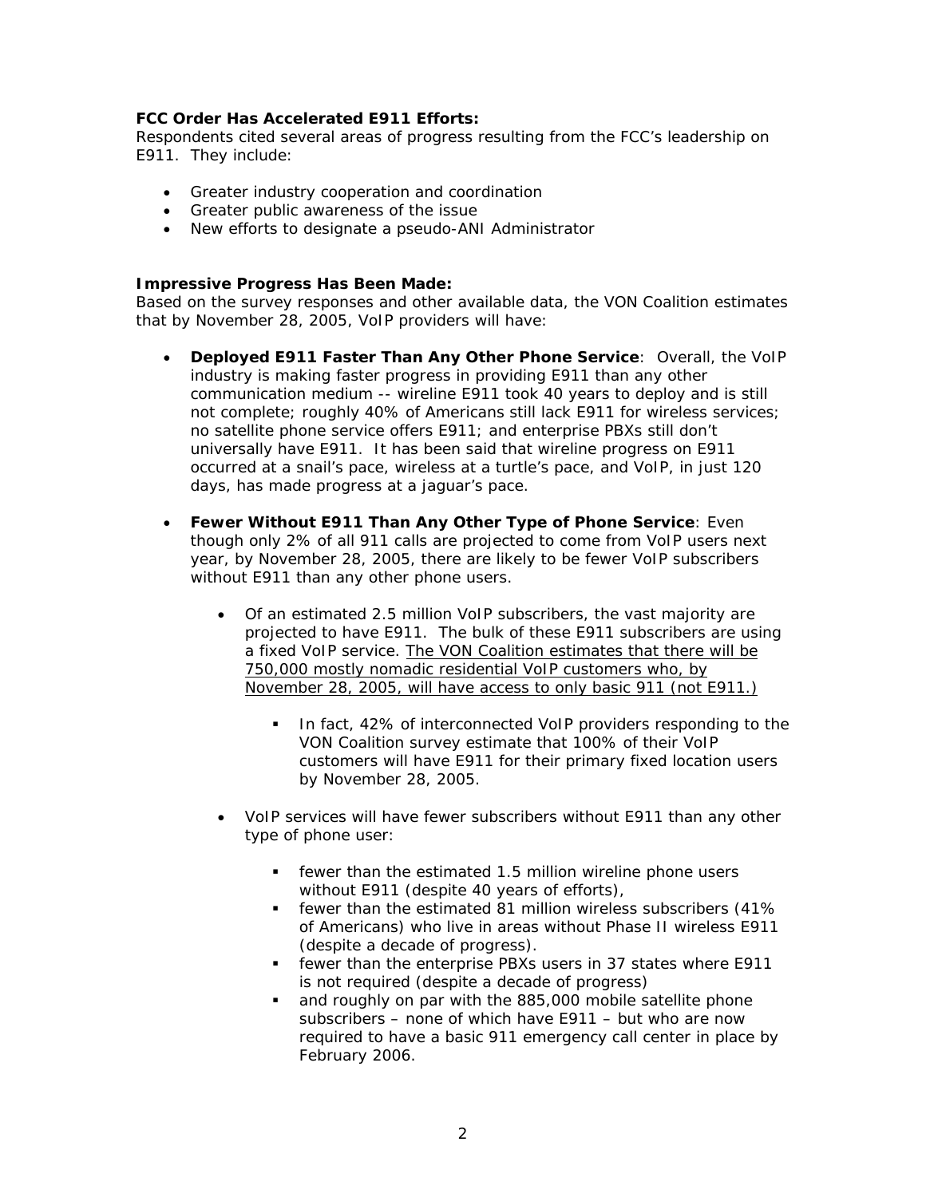**FCC Order Has Accelerated E911 Efforts:**
Respondents cited several areas of progress resulting from the FCC's leadership on E911. They include:

- Greater industry cooperation and coordination
- Greater public awareness of the issue
- New efforts to designate a pseudo-ANI Administrator

**Impressive Progress Has Been Made:**
Based on the survey responses and other available data, the VON Coalition estimates that by November 28, 2005, VoIP providers will have:

- **Deployed E911 Faster Than Any Other Phone Service**: Overall, the VoIP industry is making faster progress in providing E911 than any other communication medium -- wireline E911 took 40 years to deploy and is still not complete; roughly 40% of Americans still lack E911 for wireless services; no satellite phone service offers E911; and enterprise PBXs still don't universally have E911. It has been said that wireline progress on E911 occurred at a snail's pace, wireless at a turtle's pace, and VoIP, in just 120 days, has made progress at a jaguar's pace.

- **Fewer Without E911 Than Any Other Type of Phone Service**: Even though only 2% of all 911 calls are projected to come from VoIP users next year, by November 28, 2005, there are likely to be fewer VoIP subscribers without E911 than any other phone users.

    - Of an estimated 2.5 million VoIP subscribers, the vast majority are projected to have E911. The bulk of these E911 subscribers are using a fixed VoIP service. <u>The VON Coalition estimates that there will be 750,000 mostly nomadic residential VoIP customers who, by November 28, 2005, will have access to only basic 911 (not E911.)</u>

        - In fact, 42% of interconnected VoIP providers responding to the VON Coalition survey estimate that 100% of their VoIP customers will have E911 for their primary fixed location users by November 28, 2005.

    - VoIP services will have fewer subscribers without E911 than any other type of phone user:

        - fewer than the estimated 1.5 million wireline phone users without E911 (despite 40 years of efforts),
        - fewer than the estimated 81 million wireless subscribers (41% of Americans) who live in areas without Phase II wireless E911 (despite a decade of progress).
        - fewer than the enterprise PBXs users in 37 states where E911 is not required (despite a decade of progress)
        - and roughly on par with the 885,000 mobile satellite phone subscribers – none of which have E911 – but who are now required to have a basic 911 emergency call center in place by February 2006.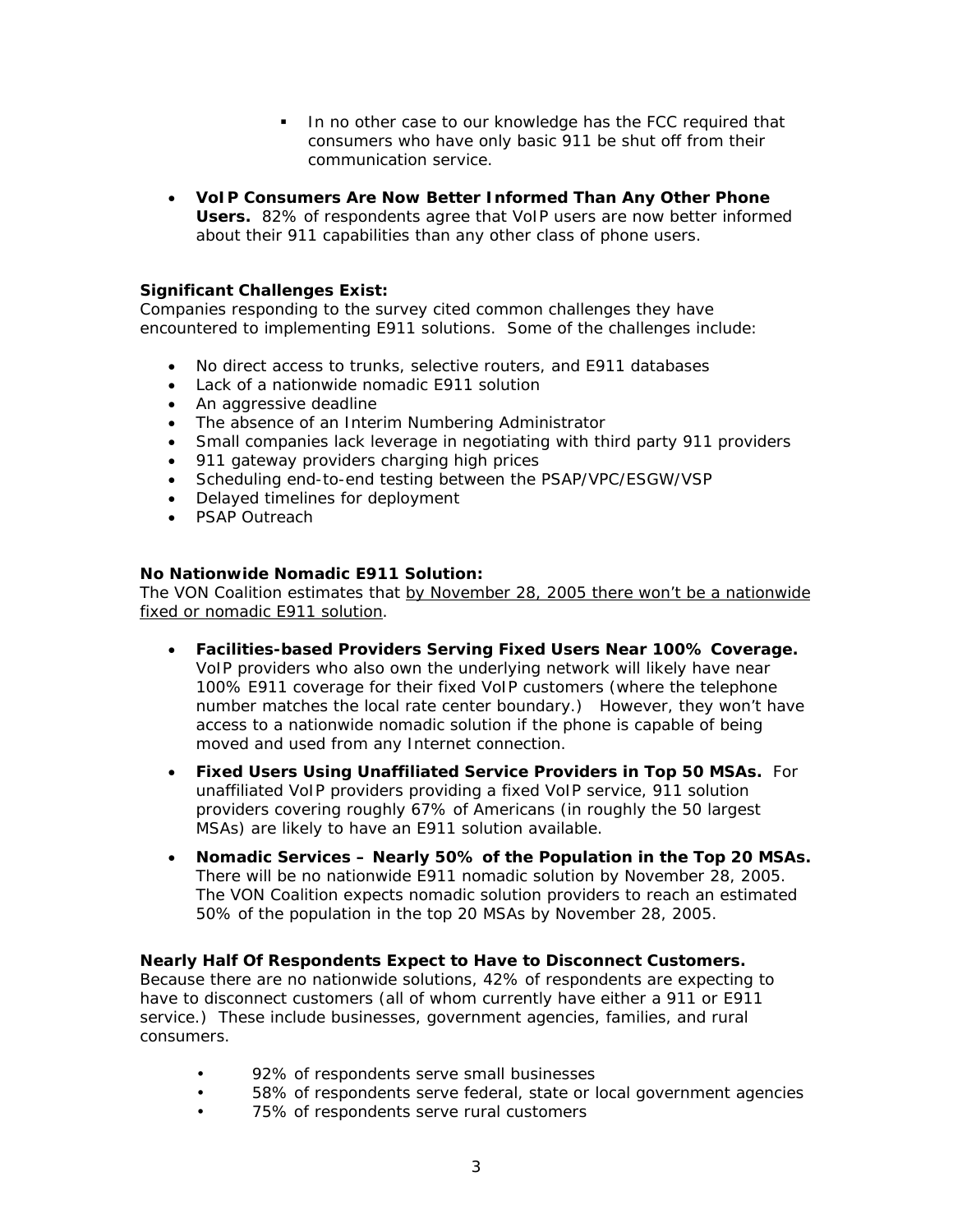- In no other case to our knowledge has the FCC required that consumers who have only basic 911 be shut off from their communication service.

- **VoIP Consumers Are Now Better Informed Than Any Other Phone Users.** 82% of respondents agree that VoIP users are now better informed about their 911 capabilities than any other class of phone users.

**Significant Challenges Exist:**
Companies responding to the survey cited common challenges they have encountered to implementing E911 solutions. Some of the challenges include:

- No direct access to trunks, selective routers, and E911 databases
- Lack of a nationwide nomadic E911 solution
- An aggressive deadline
- The absence of an Interim Numbering Administrator
- Small companies lack leverage in negotiating with third party 911 providers
- 911 gateway providers charging high prices
- Scheduling end-to-end testing between the PSAP/VPC/ESGW/VSP
- Delayed timelines for deployment
- PSAP Outreach

**No Nationwide Nomadic E911 Solution:**
The VON Coalition estimates that by November 28, 2005 there won't be a nationwide fixed or nomadic E911 solution.

- **Facilities-based Providers Serving Fixed Users Near 100% Coverage.** VoIP providers who also own the underlying network will likely have near 100% E911 coverage for their fixed VoIP customers (where the telephone number matches the local rate center boundary.) However, they won't have access to a nationwide nomadic solution if the phone is capable of being moved and used from any Internet connection.
- **Fixed Users Using Unaffiliated Service Providers in Top 50 MSAs.** For unaffiliated VoIP providers providing a fixed VoIP service, 911 solution providers covering roughly 67% of Americans (in roughly the 50 largest MSAs) are likely to have an E911 solution available.
- **Nomadic Services – Nearly 50% of the Population in the Top 20 MSAs.** There will be no nationwide E911 nomadic solution by November 28, 2005. The VON Coalition expects nomadic solution providers to reach an estimated 50% of the population in the top 20 MSAs by November 28, 2005.

**Nearly Half Of Respondents Expect to Have to Disconnect Customers.**
Because there are no nationwide solutions, 42% of respondents are expecting to have to disconnect customers (all of whom currently have either a 911 or E911 service.) These include businesses, government agencies, families, and rural consumers.

- 92% of respondents serve small businesses
- 58% of respondents serve federal, state or local government agencies
- 75% of respondents serve rural customers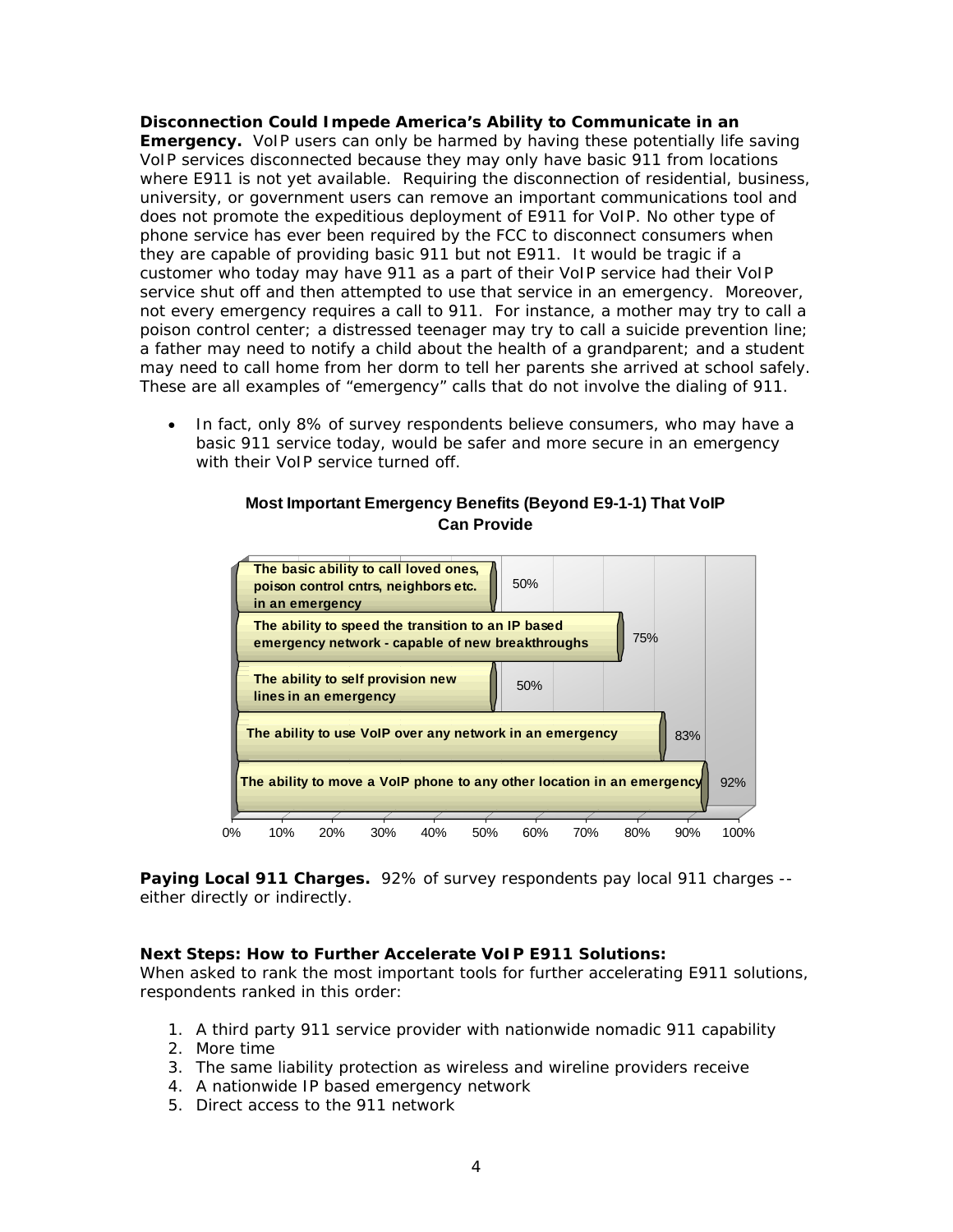**Disconnection Could Impede America's Ability to Communicate in an Emergency.** VoIP users can only be harmed by having these potentially life saving VoIP services disconnected because they may only have basic 911 from locations where E911 is not yet available. Requiring the disconnection of residential, business, university, or government users can remove an important communications tool and does not promote the expeditious deployment of E911 for VoIP. No other type of phone service has ever been required by the FCC to disconnect consumers when they are capable of providing basic 911 but not E911. It would be tragic if a customer who today may have 911 as a part of their VoIP service had their VoIP service shut off and then attempted to use that service in an emergency. Moreover, not every emergency requires a call to 911. For instance, a mother may try to call a poison control center; a distressed teenager may try to call a suicide prevention line; a father may need to notify a child about the health of a grandparent; and a student may need to call home from her dorm to tell her parents she arrived at school safely. These are all examples of "emergency" calls that do not involve the dialing of 911.

- In fact, only 8% of survey respondents believe consumers, who may have a basic 911 service today, would be safer and more secure in an emergency with their VoIP service turned off.

**Most Important Emergency Benefits (Beyond E9-1-1) That VoIP Can Provide**

| Benefit | Percent |
|---|---|
| The basic ability to call loved ones, poison control cntrs, neighbors etc. in an emergency | 50% |
| The ability to speed the transition to an IP based emergency network - capable of new breakthroughs | 75% |
| The ability to self provision new lines in an emergency | 50% |
| The ability to use VoIP over any network in an emergency | 83% |
| The ability to move a VoIP phone to any other location in an emergency | 92% |

**Paying Local 911 Charges.** 92% of survey respondents pay local 911 charges -- either directly or indirectly.

**Next Steps: How to Further Accelerate VoIP E911 Solutions:**
When asked to rank the most important tools for further accelerating E911 solutions, respondents ranked in this order:

1. A third party 911 service provider with nationwide nomadic 911 capability
2. More time
3. The same liability protection as wireless and wireline providers receive
4. A nationwide IP based emergency network
5. Direct access to the 911 network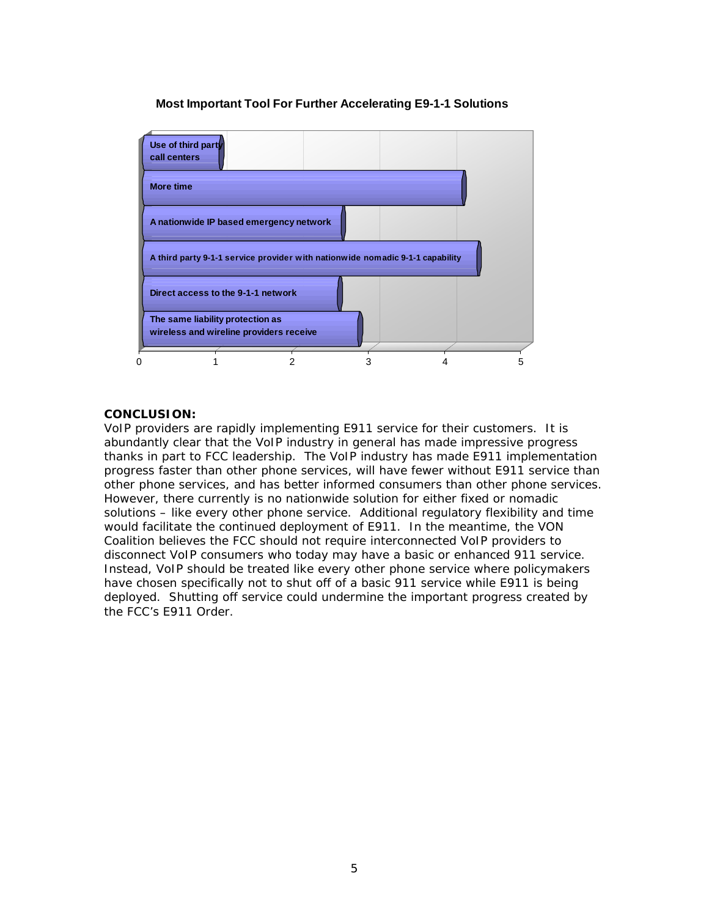**Most Important Tool For Further Accelerating E9-1-1 Solutions**

Use of third party call centers

More time

A nationwide IP based emergency network

A third party 9-1-1 service provider with nationwide nomadic 9-1-1 capability

Direct access to the 9-1-1 network

The same liability protection as wireless and wireline providers receive

0 1 2 3 4 5

**CONCLUSION:**

VoIP providers are rapidly implementing E911 service for their customers. It is abundantly clear that the VoIP industry in general has made impressive progress thanks in part to FCC leadership. The VoIP industry has made E911 implementation progress faster than other phone services, will have fewer without E911 service than other phone services, and has better informed consumers than other phone services. However, there currently is no nationwide solution for either fixed or nomadic solutions – like every other phone service. Additional regulatory flexibility and time would facilitate the continued deployment of E911. In the meantime, the VON Coalition believes the FCC should not require interconnected VoIP providers to disconnect VoIP consumers who today may have a basic or enhanced 911 service. Instead, VoIP should be treated like every other phone service where policymakers have chosen specifically not to shut off of a basic 911 service while E911 is being deployed. Shutting off service could undermine the important progress created by the FCC's E911 Order.